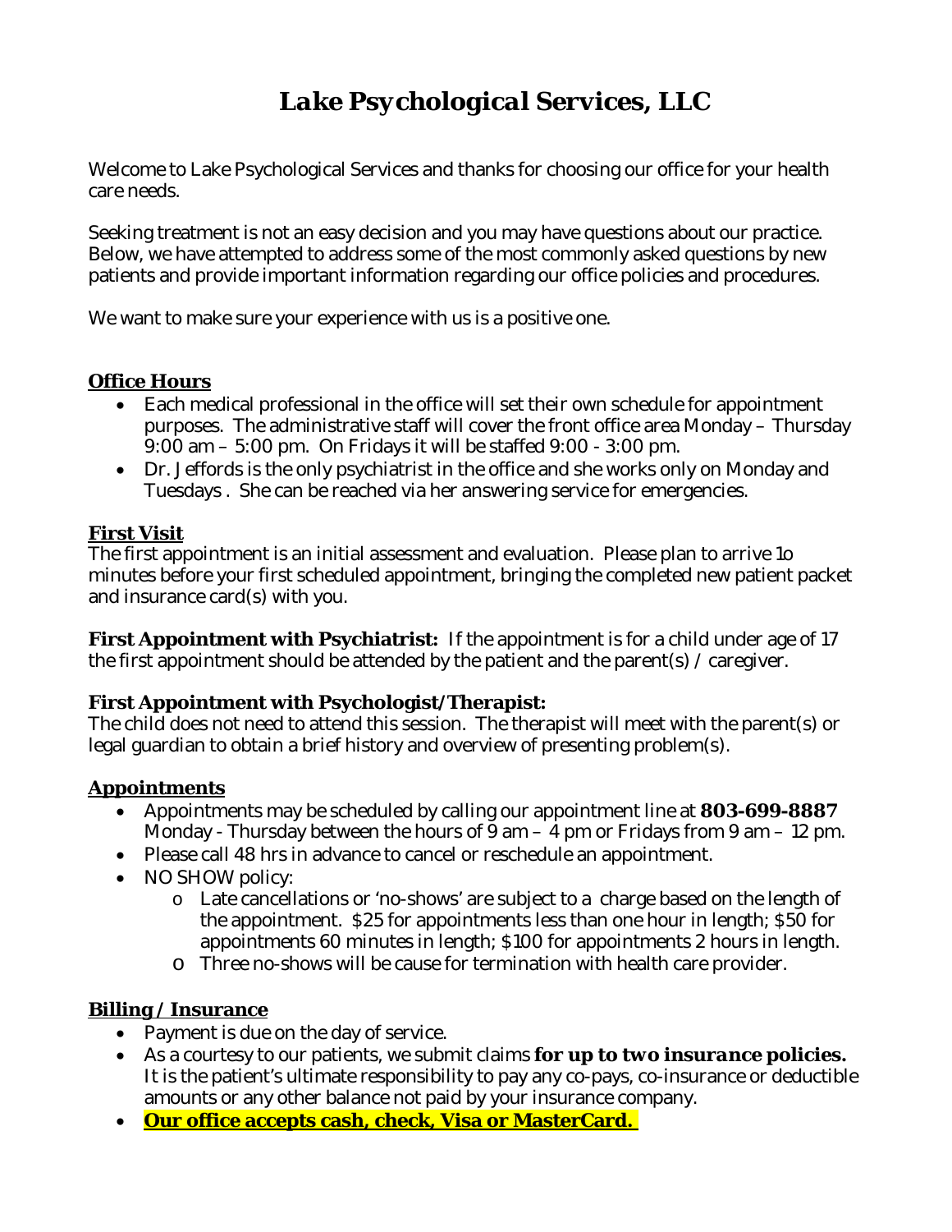# *Lake Psychological Services, LLC*

Welcome to Lake Psychological Services and thanks for choosing our office for your health care needs.

Seeking treatment is not an easy decision and you may have questions about our practice. Below, we have attempted to address some of the most commonly asked questions by new patients and provide important information regarding our office policies and procedures.

We want to make sure your experience with us is a positive one.

## Office Hours

- Each medical professional in the office will set their own schedule for appointment purposes. The administrative staff will cover the front office area Monday – Thursday 9:00 am – 5:00 pm. On Fridays it will be staffed 9:00 - 3:00 pm.
- Dr. Jeffords is the only psychiatrist in the office and she works only on Monday and Tuesdays . She can be reached via her answering service for emergencies.

## First Visit

The first appointment is an initial assessment and evaluation. Please plan to arrive 1o minutes before your first scheduled appointment, bringing the completed new patient packet and insurance card(s) with you.

**First Appointment with Psychiatrist:** If the appointment is for a child under age of 17 the first appointment should be attended by the patient and the parent(s) / caregiver.

**First Appointment with Psychologist/Therapist:**
The child does not need to attend this session. The therapist will meet with the parent(s) or legal guardian to obtain a brief history and overview of presenting problem(s).

## Appointments

- Appointments may be scheduled by calling our appointment line at **803-699-8887** Monday - Thursday between the hours of 9 am – 4 pm or Fridays from 9 am – 12 pm.
- Please call 48 hrs in advance to cancel or reschedule an appointment.
- NO SHOW policy:
  - Late cancellations or 'no-shows' are subject to a charge based on the length of the appointment. $25 for appointments less than one hour in length; $50 for appointments 60 minutes in length; $100 for appointments 2 hours in length.
  - Three no-shows will be cause for termination with health care provider.

## Billing / Insurance

- Payment is due on the day of service.
- As a courtesy to our patients, we submit claims ***for up to two insurance policies.*** It is the patient's ultimate responsibility to pay any co-pays, co-insurance or deductible amounts or any other balance not paid by your insurance company.
- **Our office accepts cash, check, Visa or MasterCard.**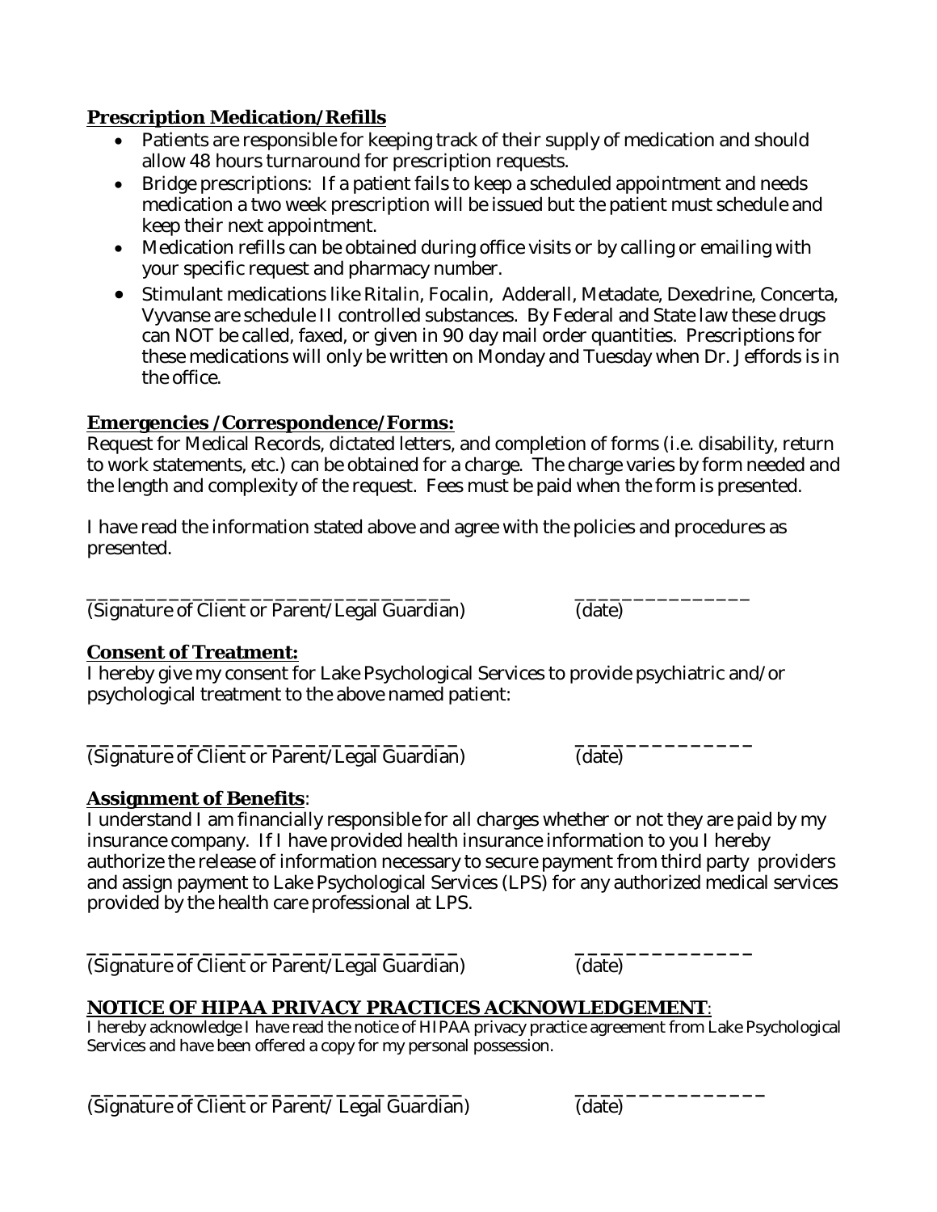**Prescription Medication/Refills**

- Patients are responsible for keeping track of their supply of medication and should allow 48 hours turnaround for prescription requests.
- Bridge prescriptions: If a patient fails to keep a scheduled appointment and needs medication a two week prescription will be issued but the patient must schedule and keep their next appointment.
- Medication refills can be obtained during office visits or by calling or emailing with your specific request and pharmacy number.
- Stimulant medications like Ritalin, Focalin, Adderall, Metadate, Dexedrine, Concerta, Vyvanse are schedule II controlled substances. By Federal and State law these drugs can NOT be called, faxed, or given in 90 day mail order quantities. Prescriptions for these medications will only be written on Monday and Tuesday when Dr. Jeffords is in the office.

**Emergencies /Correspondence/Forms:**

Request for Medical Records, dictated letters, and completion of forms (i.e. disability, return to work statements, etc.) can be obtained for a charge. The charge varies by form needed and the length and complexity of the request. Fees must be paid when the form is presented.

I have read the information stated above and agree with the policies and procedures as presented.

_________________________________ _______________
(Signature of Client or Parent/Legal Guardian) (date)

**Consent of Treatment:**

I hereby give my consent for Lake Psychological Services to provide psychiatric and/or psychological treatment to the above named patient:

_________________________________ _______________
(Signature of Client or Parent/Legal Guardian) (date)

**Assignment of Benefits**:

I understand I am financially responsible for all charges whether or not they are paid by my insurance company. If I have provided health insurance information to you I hereby authorize the release of information necessary to secure payment from third party providers and assign payment to Lake Psychological Services (LPS) for any authorized medical services provided by the health care professional at LPS.

_________________________________ _______________
(Signature of Client or Parent/Legal Guardian) (date)

**NOTICE OF HIPAA PRIVACY PRACTICES ACKNOWLEDGEMENT**:

I hereby acknowledge I have read the notice of HIPAA privacy practice agreement from Lake Psychological Services and have been offered a copy for my personal possession.

_________________________________ _______________
(Signature of Client or Parent/ Legal Guardian) (date)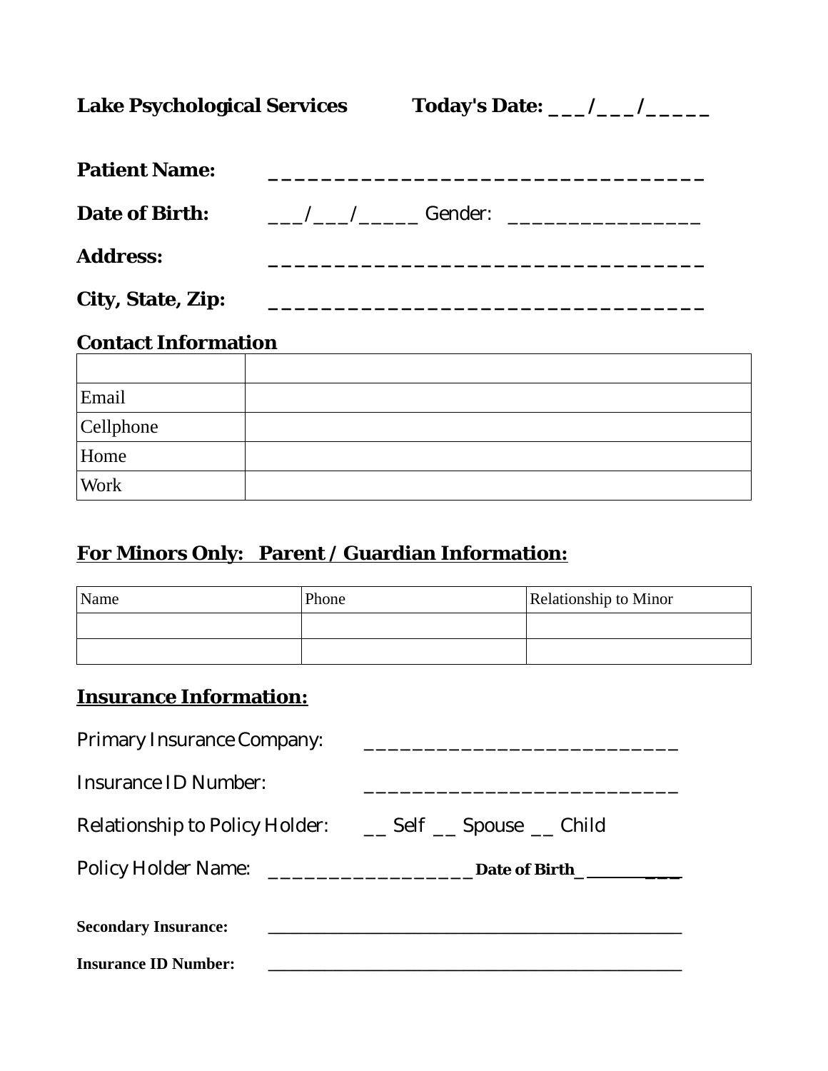**Lake Psychological Services** **Today's Date: ___/___/_____**

**Patient Name:** ___________________________________

**Date of Birth:** ___/___/_____ Gender: _________________

**Address:** ___________________________________

**City, State, Zip:** ___________________________________

**Contact Information**

| | |
|---|---|
| Email | |
| Cellphone | |
| Home | |
| Work | |

## For Minors Only: Parent / Guardian Information:

| Name | Phone | Relationship to Minor |
|---|---|---|
| | | |
| | | |

## Insurance Information:

Primary Insurance Company: ___________________________

Insurance ID Number: ___________________________

Relationship to Policy Holder: __ Self __ Spouse __ Child

Policy Holder Name: __________________ **Date of Birth**_________

**Secondary Insurance:** ___________________________________

**Insurance ID Number:** ___________________________________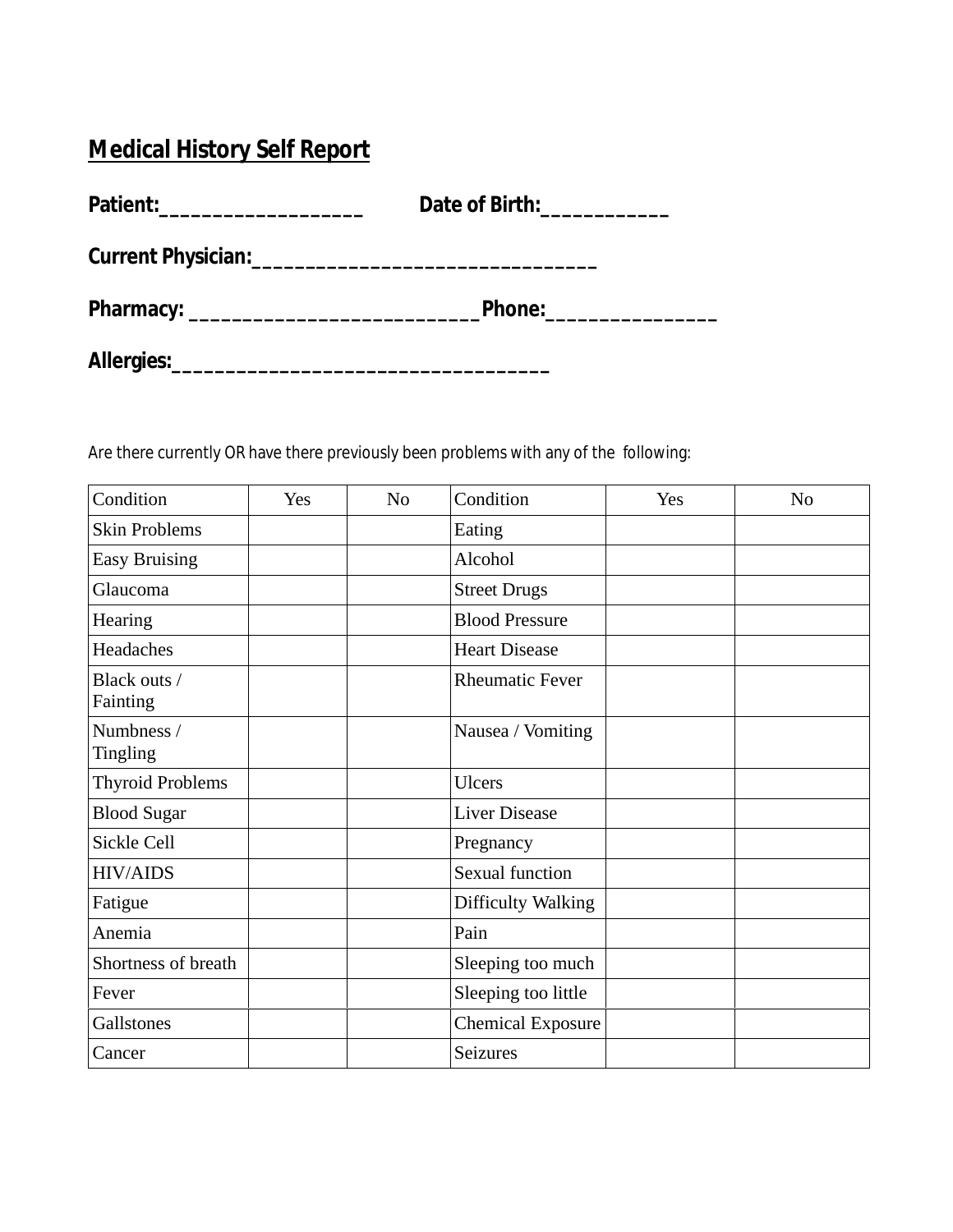## Medical History Self Report

**Patient:___________________ Date of Birth:____________**

**Current Physician:________________________________**

**Pharmacy: ___________________________Phone:________________**

**Allergies:___________________________________**

Are there currently OR have there previously been problems with any of the following:

| Condition | Yes | No | Condition | Yes | No |
|---|---|---|---|---|---|
| Skin Problems | | | Eating | | |
| Easy Bruising | | | Alcohol | | |
| Glaucoma | | | Street Drugs | | |
| Hearing | | | Blood Pressure | | |
| Headaches | | | Heart Disease | | |
| Black outs / Fainting | | | Rheumatic Fever | | |
| Numbness / Tingling | | | Nausea / Vomiting | | |
| Thyroid Problems | | | Ulcers | | |
| Blood Sugar | | | Liver Disease | | |
| Sickle Cell | | | Pregnancy | | |
| HIV/AIDS | | | Sexual function | | |
| Fatigue | | | Difficulty Walking | | |
| Anemia | | | Pain | | |
| Shortness of breath | | | Sleeping too much | | |
| Fever | | | Sleeping too little | | |
| Gallstones | | | Chemical Exposure | | |
| Cancer | | | Seizures | | |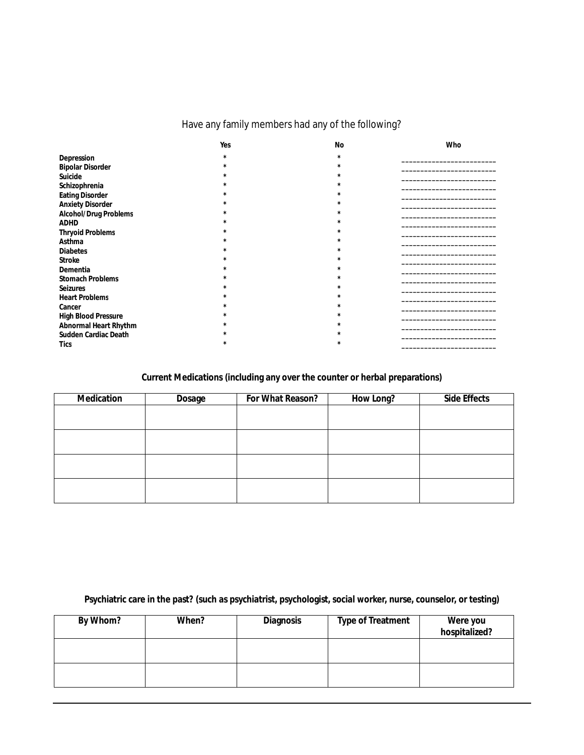## Have any family members had any of the following?

| | Yes | No | Who |
|---|---|---|---|
| **Depression** | * | * | ________________________ |
| **Bipolar Disorder** | * | * | ________________________ |
| **Suicide** | * | * | ________________________ |
| **Schizophrenia** | * | * | ________________________ |
| **Eating Disorder** | * | * | ________________________ |
| **Anxiety Disorder** | * | * | ________________________ |
| **Alcohol/Drug Problems** | * | * | ________________________ |
| **ADHD** | * | * | ________________________ |
| **Thryoid Problems** | * | * | ________________________ |
| **Asthma** | * | * | ________________________ |
| **Diabetes** | * | * | ________________________ |
| **Stroke** | * | * | ________________________ |
| **Dementia** | * | * | ________________________ |
| **Stomach Problems** | * | * | ________________________ |
| **Seizures** | * | * | ________________________ |
| **Heart Problems** | * | * | ________________________ |
| **Cancer** | * | * | ________________________ |
| **High Blood Pressure** | * | * | ________________________ |
| **Abnormal Heart Rhythm** | * | * | ________________________ |
| **Sudden Cardiac Death** | * | * | ________________________ |
| **Tics** | * | * | ________________________ |

**Current Medications (including any over the counter or herbal preparations)**

| Medication | Dosage | For What Reason? | How Long? | Side Effects |
|---|---|---|---|---|
| | | | | |
| | | | | |
| | | | | |
| | | | | |

**Psychiatric care in the past? (such as psychiatrist, psychologist, social worker, nurse, counselor, or testing)**

| By Whom? | When? | Diagnosis | Type of Treatment | Were you hospitalized? |
|---|---|---|---|---|
| | | | | |
| | | | | |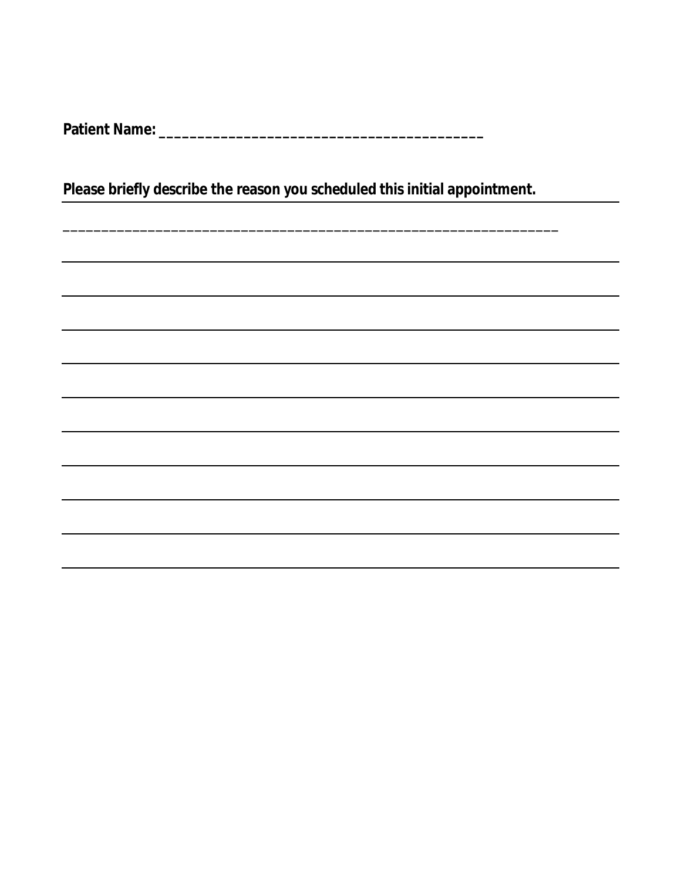**Patient Name: ___________________________________________**

**Please briefly describe the reason you scheduled this initial appointment.**

_________________________________________________________________

_________________________________________________________________

_________________________________________________________________

_________________________________________________________________

_________________________________________________________________

_________________________________________________________________

_________________________________________________________________

_________________________________________________________________

_________________________________________________________________

_________________________________________________________________

_________________________________________________________________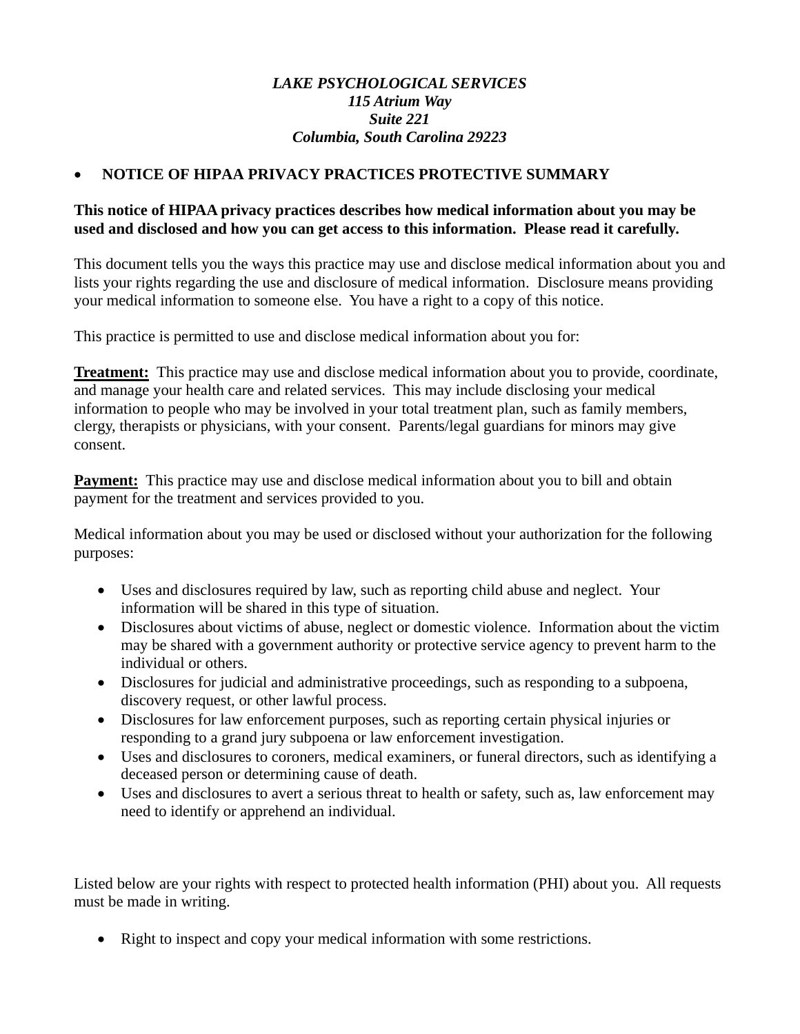***LAKE PSYCHOLOGICAL SERVICES***
***115 Atrium Way***
***Suite 221***
***Columbia, South Carolina 29223***

- **NOTICE OF HIPAA PRIVACY PRACTICES PROTECTIVE SUMMARY**

**This notice of HIPAA privacy practices describes how medical information about you may be used and disclosed and how you can get access to this information. Please read it carefully.**

This document tells you the ways this practice may use and disclose medical information about you and lists your rights regarding the use and disclosure of medical information. Disclosure means providing your medical information to someone else. You have a right to a copy of this notice.

This practice is permitted to use and disclose medical information about you for:

**Treatment:** This practice may use and disclose medical information about you to provide, coordinate, and manage your health care and related services. This may include disclosing your medical information to people who may be involved in your total treatment plan, such as family members, clergy, therapists or physicians, with your consent. Parents/legal guardians for minors may give consent.

**Payment:** This practice may use and disclose medical information about you to bill and obtain payment for the treatment and services provided to you.

Medical information about you may be used or disclosed without your authorization for the following purposes:

- Uses and disclosures required by law, such as reporting child abuse and neglect. Your information will be shared in this type of situation.
- Disclosures about victims of abuse, neglect or domestic violence. Information about the victim may be shared with a government authority or protective service agency to prevent harm to the individual or others.
- Disclosures for judicial and administrative proceedings, such as responding to a subpoena, discovery request, or other lawful process.
- Disclosures for law enforcement purposes, such as reporting certain physical injuries or responding to a grand jury subpoena or law enforcement investigation.
- Uses and disclosures to coroners, medical examiners, or funeral directors, such as identifying a deceased person or determining cause of death.
- Uses and disclosures to avert a serious threat to health or safety, such as, law enforcement may need to identify or apprehend an individual.

Listed below are your rights with respect to protected health information (PHI) about you. All requests must be made in writing.

- Right to inspect and copy your medical information with some restrictions.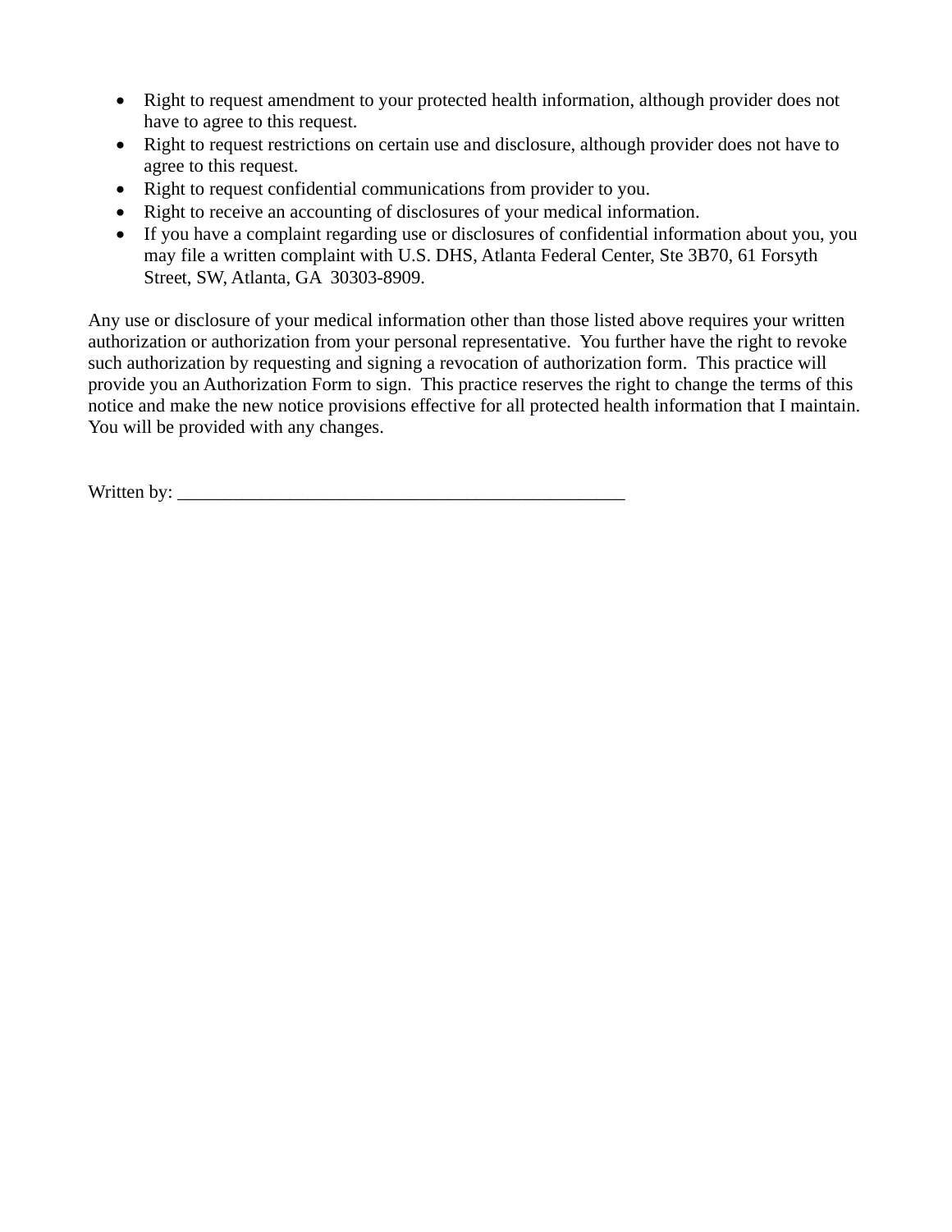- Right to request amendment to your protected health information, although provider does not have to agree to this request.
- Right to request restrictions on certain use and disclosure, although provider does not have to agree to this request.
- Right to request confidential communications from provider to you.
- Right to receive an accounting of disclosures of your medical information.
- If you have a complaint regarding use or disclosures of confidential information about you, you may file a written complaint with U.S. DHS, Atlanta Federal Center, Ste 3B70, 61 Forsyth Street, SW, Atlanta, GA 30303-8909.

Any use or disclosure of your medical information other than those listed above requires your written authorization or authorization from your personal representative. You further have the right to revoke such authorization by requesting and signing a revocation of authorization form. This practice will provide you an Authorization Form to sign. This practice reserves the right to change the terms of this notice and make the new notice provisions effective for all protected health information that I maintain. You will be provided with any changes.

Written by: __________________________________________________